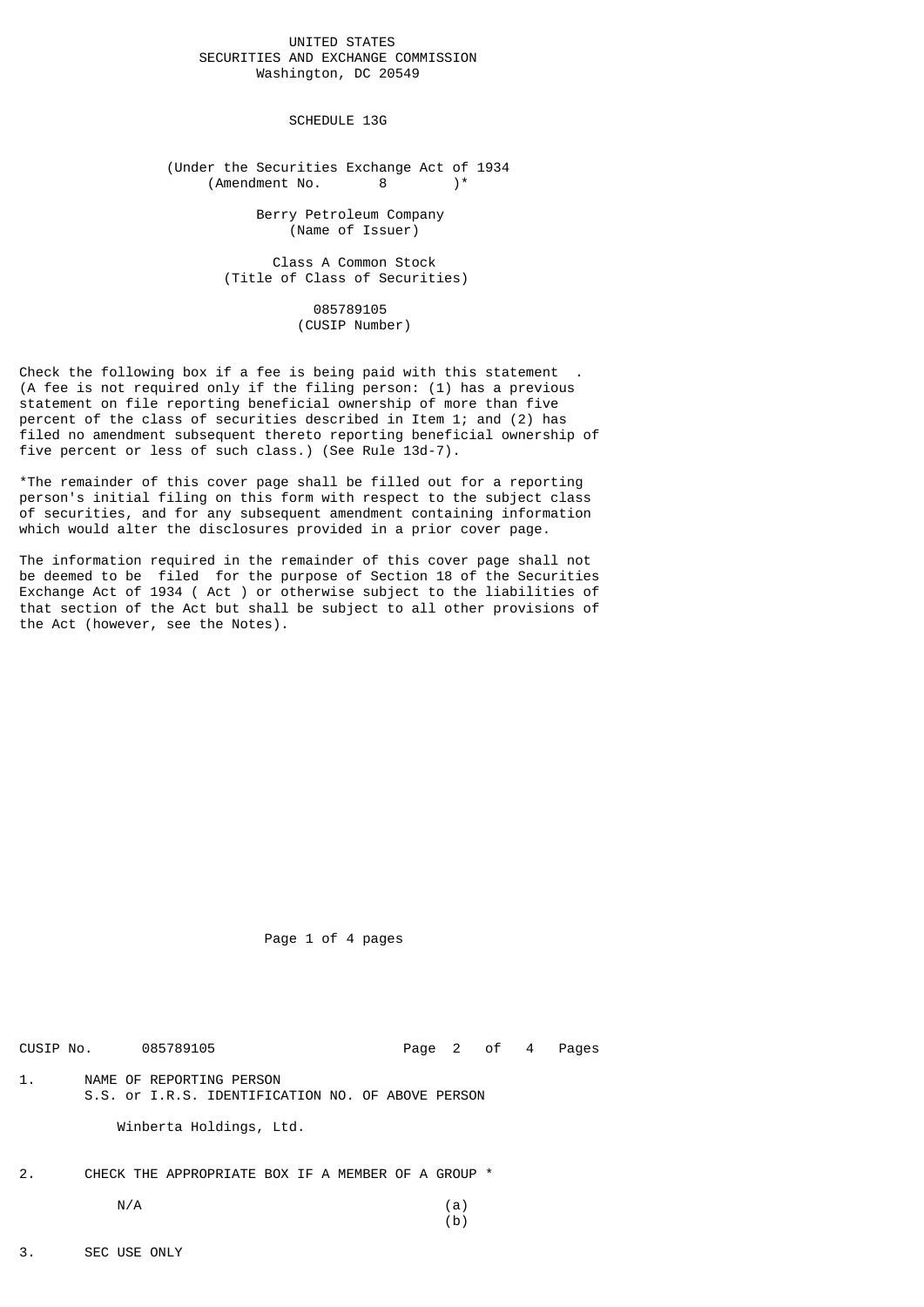UNITED STATES
SECURITIES AND EXCHANGE COMMISSION
Washington, DC 20549

# SCHEDULE 13G

(Under the Securities Exchange Act of 1934
(Amendment No. 8 )*

Berry Petroleum Company
(Name of Issuer)

Class A Common Stock
(Title of Class of Securities)

085789105
(CUSIP Number)

Check the following box if a fee is being paid with this statement . (A fee is not required only if the filing person: (1) has a previous statement on file reporting beneficial ownership of more than five percent of the class of securities described in Item 1; and (2) has filed no amendment subsequent thereto reporting beneficial ownership of five percent or less of such class.) (See Rule 13d-7).

*The remainder of this cover page shall be filled out for a reporting person's initial filing on this form with respect to the subject class of securities, and for any subsequent amendment containing information which would alter the disclosures provided in a prior cover page.

The information required in the remainder of this cover page shall not be deemed to be filed for the purpose of Section 18 of the Securities Exchange Act of 1934 ( Act ) or otherwise subject to the liabilities of that section of the Act but shall be subject to all other provisions of the Act (however, see the Notes).

CUSIP No. 085789105

1. NAME OF REPORTING PERSON
   S.S. or I.R.S. IDENTIFICATION NO. OF ABOVE PERSON

   Winberta Holdings, Ltd.

2. CHECK THE APPROPRIATE BOX IF A MEMBER OF A GROUP *

   N/A (a)
   (b)

3. SEC USE ONLY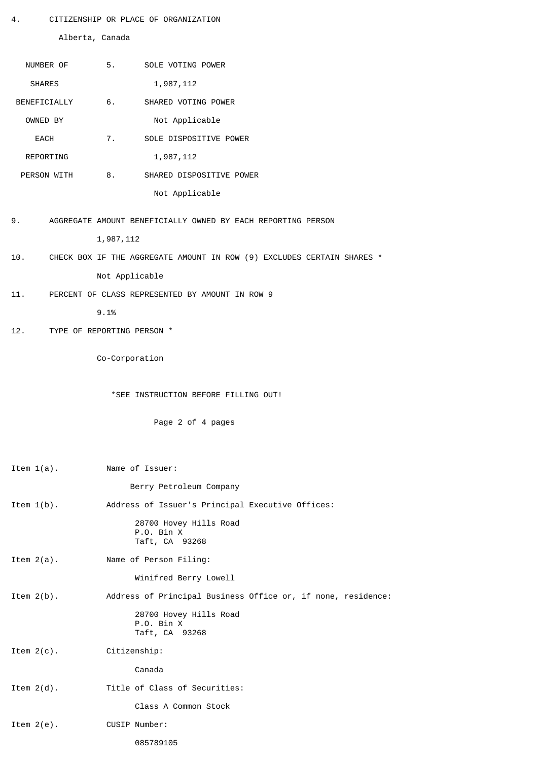4. CITIZENSHIP OR PLACE OF ORGANIZATION

Alberta, Canada

| NUMBER OF SHARES BENEFICIALLY OWNED BY EACH REPORTING PERSON WITH | | |
|---|---|---|
| | 5. | SOLE VOTING POWER<br>1,987,112 |
| | 6. | SHARED VOTING POWER<br>Not Applicable |
| | 7. | SOLE DISPOSITIVE POWER<br>1,987,112 |
| | 8. | SHARED DISPOSITIVE POWER<br>Not Applicable |

9. AGGREGATE AMOUNT BENEFICIALLY OWNED BY EACH REPORTING PERSON

   1,987,112

10. CHECK BOX IF THE AGGREGATE AMOUNT IN ROW (9) EXCLUDES CERTAIN SHARES *

    Not Applicable

11. PERCENT OF CLASS REPRESENTED BY AMOUNT IN ROW 9

    9.1%

12. TYPE OF REPORTING PERSON *

    Co-Corporation

*SEE INSTRUCTION BEFORE FILLING OUT!

Item 1(a). Name of Issuer:

Berry Petroleum Company

Item 1(b). Address of Issuer's Principal Executive Offices:

28700 Hovey Hills Road
P.O. Bin X
Taft, CA 93268

Item 2(a). Name of Person Filing:

Winifred Berry Lowell

Item 2(b). Address of Principal Business Office or, if none, residence:

28700 Hovey Hills Road
P.O. Bin X
Taft, CA 93268

Item 2(c). Citizenship:

Canada

Item 2(d). Title of Class of Securities:

Class A Common Stock

Item 2(e). CUSIP Number:

085789105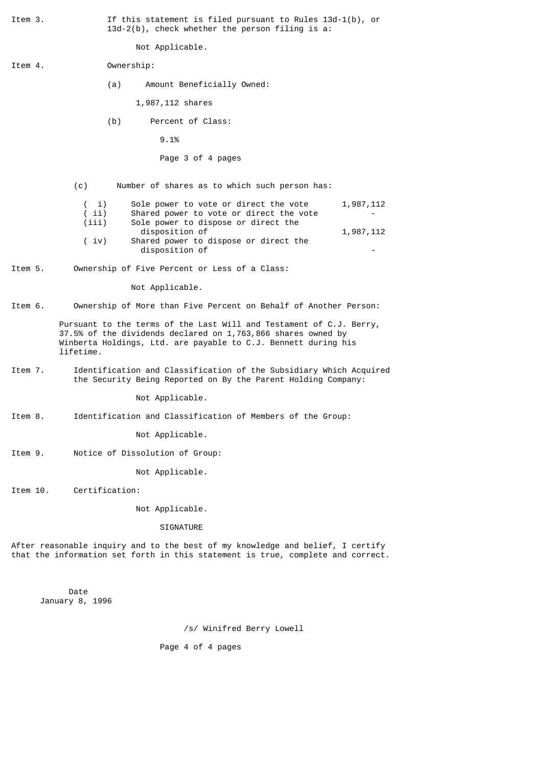Item 3. If this statement is filed pursuant to Rules 13d-1(b), or 13d-2(b), check whether the person filing is a:

Not Applicable.

Item 4. Ownership:

(a) Amount Beneficially Owned:

1,987,112 shares

(b) Percent of Class:

9.1%

(c) Number of shares as to which such person has:

| | | |
|---|---|---|
| ( i) | Sole power to vote or direct the vote | 1,987,112 |
| ( ii) | Shared power to vote or direct the vote | - |
| (iii) | Sole power to dispose or direct the disposition of | 1,987,112 |
| ( iv) | Shared power to dispose or direct the disposition of | - |

Item 5. Ownership of Five Percent or Less of a Class:

Not Applicable.

Item 6. Ownership of More than Five Percent on Behalf of Another Person:

Pursuant to the terms of the Last Will and Testament of C.J. Berry, 37.5% of the dividends declared on 1,763,866 shares owned by Winberta Holdings, Ltd. are payable to C.J. Bennett during his lifetime.

Item 7. Identification and Classification of the Subsidiary Which Acquired the Security Being Reported on By the Parent Holding Company:

Not Applicable.

Item 8. Identification and Classification of Members of the Group:

Not Applicable.

Item 9. Notice of Dissolution of Group:

Not Applicable.

Item 10. Certification:

Not Applicable.

SIGNATURE

After reasonable inquiry and to the best of my knowledge and belief, I certify that the information set forth in this statement is true, complete and correct.

Date
January 8, 1996

/s/ Winifred Berry Lowell